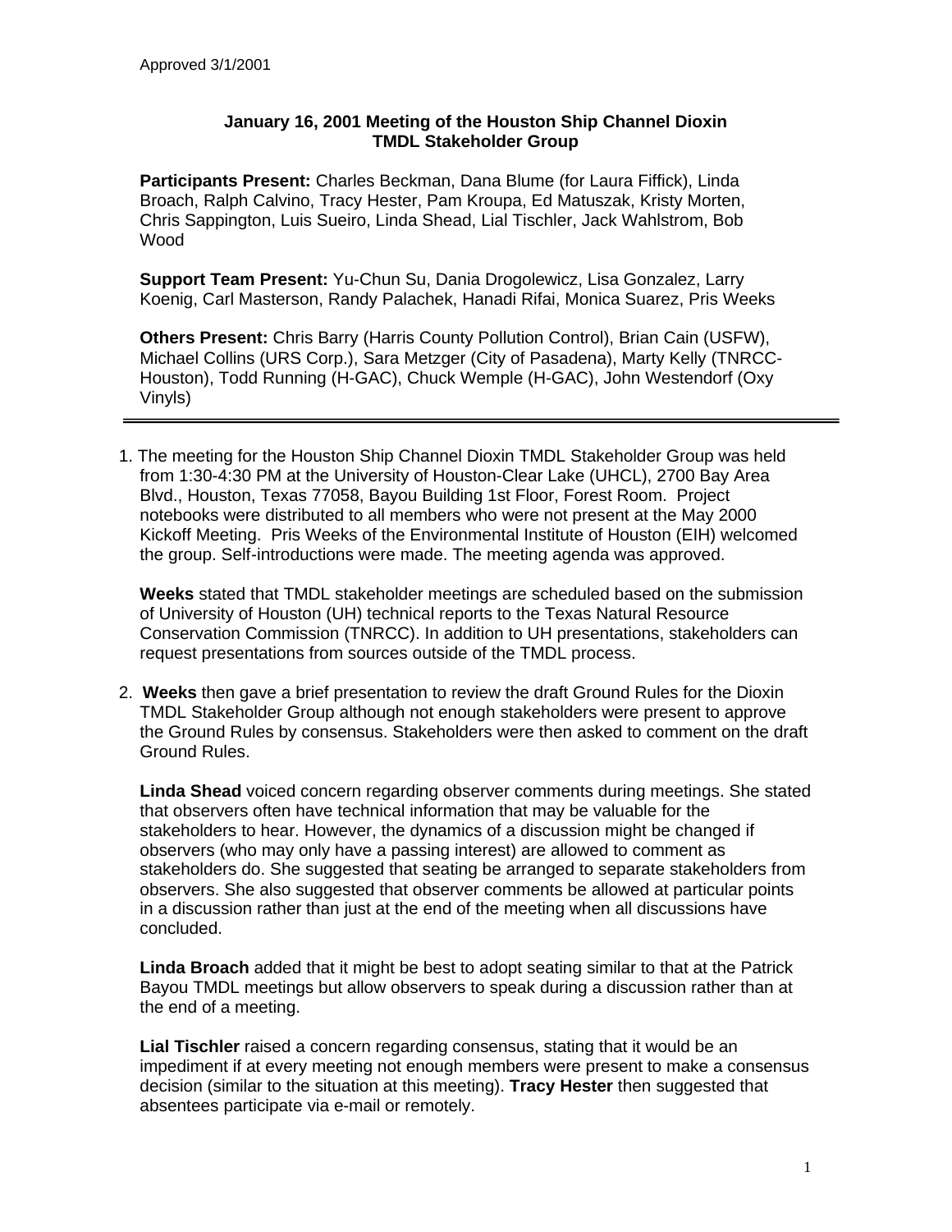Approved 3/1/2001

# January 16, 2001 Meeting of the Houston Ship Channel Dioxin TMDL Stakeholder Group

**Participants Present:** Charles Beckman, Dana Blume (for Laura Fiffick), Linda Broach, Ralph Calvino, Tracy Hester, Pam Kroupa, Ed Matuszak, Kristy Morten, Chris Sappington, Luis Sueiro, Linda Shead, Lial Tischler, Jack Wahlstrom, Bob Wood

**Support Team Present:** Yu-Chun Su, Dania Drogolewicz, Lisa Gonzalez, Larry Koenig, Carl Masterson, Randy Palachek, Hanadi Rifai, Monica Suarez, Pris Weeks

**Others Present:** Chris Barry (Harris County Pollution Control), Brian Cain (USFW), Michael Collins (URS Corp.), Sara Metzger (City of Pasadena), Marty Kelly (TNRCC-Houston), Todd Running (H-GAC), Chuck Wemple (H-GAC), John Westendorf (Oxy Vinyls)

---

1. The meeting for the Houston Ship Channel Dioxin TMDL Stakeholder Group was held from 1:30-4:30 PM at the University of Houston-Clear Lake (UHCL), 2700 Bay Area Blvd., Houston, Texas 77058, Bayou Building 1st Floor, Forest Room. Project notebooks were distributed to all members who were not present at the May 2000 Kickoff Meeting. Pris Weeks of the Environmental Institute of Houston (EIH) welcomed the group. Self-introductions were made. The meeting agenda was approved.

   **Weeks** stated that TMDL stakeholder meetings are scheduled based on the submission of University of Houston (UH) technical reports to the Texas Natural Resource Conservation Commission (TNRCC). In addition to UH presentations, stakeholders can request presentations from sources outside of the TMDL process.

2. **Weeks** then gave a brief presentation to review the draft Ground Rules for the Dioxin TMDL Stakeholder Group although not enough stakeholders were present to approve the Ground Rules by consensus. Stakeholders were then asked to comment on the draft Ground Rules.

   **Linda Shead** voiced concern regarding observer comments during meetings. She stated that observers often have technical information that may be valuable for the stakeholders to hear. However, the dynamics of a discussion might be changed if observers (who may only have a passing interest) are allowed to comment as stakeholders do. She suggested that seating be arranged to separate stakeholders from observers. She also suggested that observer comments be allowed at particular points in a discussion rather than just at the end of the meeting when all discussions have concluded.

   **Linda Broach** added that it might be best to adopt seating similar to that at the Patrick Bayou TMDL meetings but allow observers to speak during a discussion rather than at the end of a meeting.

   **Lial Tischler** raised a concern regarding consensus, stating that it would be an impediment if at every meeting not enough members were present to make a consensus decision (similar to the situation at this meeting). **Tracy Hester** then suggested that absentees participate via e-mail or remotely.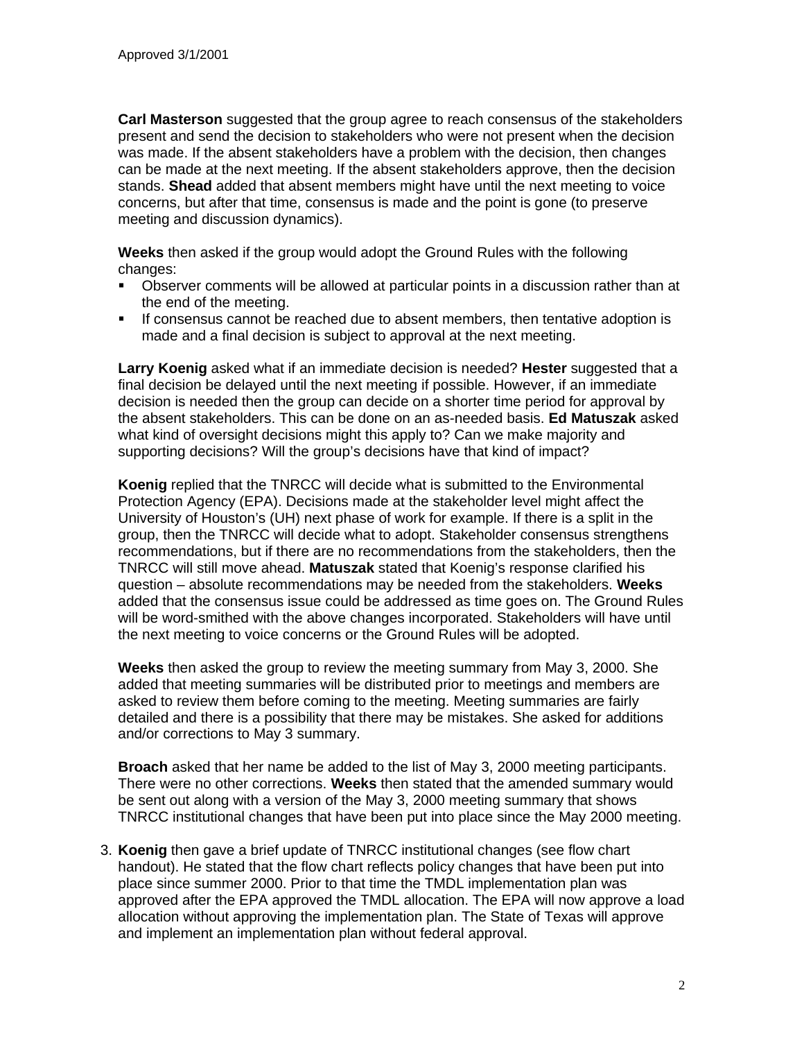**Carl Masterson** suggested that the group agree to reach consensus of the stakeholders present and send the decision to stakeholders who were not present when the decision was made. If the absent stakeholders have a problem with the decision, then changes can be made at the next meeting. If the absent stakeholders approve, then the decision stands. **Shead** added that absent members might have until the next meeting to voice concerns, but after that time, consensus is made and the point is gone (to preserve meeting and discussion dynamics).

**Weeks** then asked if the group would adopt the Ground Rules with the following changes:

- Observer comments will be allowed at particular points in a discussion rather than at the end of the meeting.
- If consensus cannot be reached due to absent members, then tentative adoption is made and a final decision is subject to approval at the next meeting.

**Larry Koenig** asked what if an immediate decision is needed? **Hester** suggested that a final decision be delayed until the next meeting if possible. However, if an immediate decision is needed then the group can decide on a shorter time period for approval by the absent stakeholders. This can be done on an as-needed basis. **Ed Matuszak** asked what kind of oversight decisions might this apply to? Can we make majority and supporting decisions? Will the group's decisions have that kind of impact?

**Koenig** replied that the TNRCC will decide what is submitted to the Environmental Protection Agency (EPA). Decisions made at the stakeholder level might affect the University of Houston's (UH) next phase of work for example. If there is a split in the group, then the TNRCC will decide what to adopt. Stakeholder consensus strengthens recommendations, but if there are no recommendations from the stakeholders, then the TNRCC will still move ahead. **Matuszak** stated that Koenig's response clarified his question – absolute recommendations may be needed from the stakeholders. **Weeks** added that the consensus issue could be addressed as time goes on. The Ground Rules will be word-smithed with the above changes incorporated. Stakeholders will have until the next meeting to voice concerns or the Ground Rules will be adopted.

**Weeks** then asked the group to review the meeting summary from May 3, 2000. She added that meeting summaries will be distributed prior to meetings and members are asked to review them before coming to the meeting. Meeting summaries are fairly detailed and there is a possibility that there may be mistakes. She asked for additions and/or corrections to May 3 summary.

**Broach** asked that her name be added to the list of May 3, 2000 meeting participants. There were no other corrections. **Weeks** then stated that the amended summary would be sent out along with a version of the May 3, 2000 meeting summary that shows TNRCC institutional changes that have been put into place since the May 2000 meeting.

3. **Koenig** then gave a brief update of TNRCC institutional changes (see flow chart handout). He stated that the flow chart reflects policy changes that have been put into place since summer 2000. Prior to that time the TMDL implementation plan was approved after the EPA approved the TMDL allocation. The EPA will now approve a load allocation without approving the implementation plan. The State of Texas will approve and implement an implementation plan without federal approval.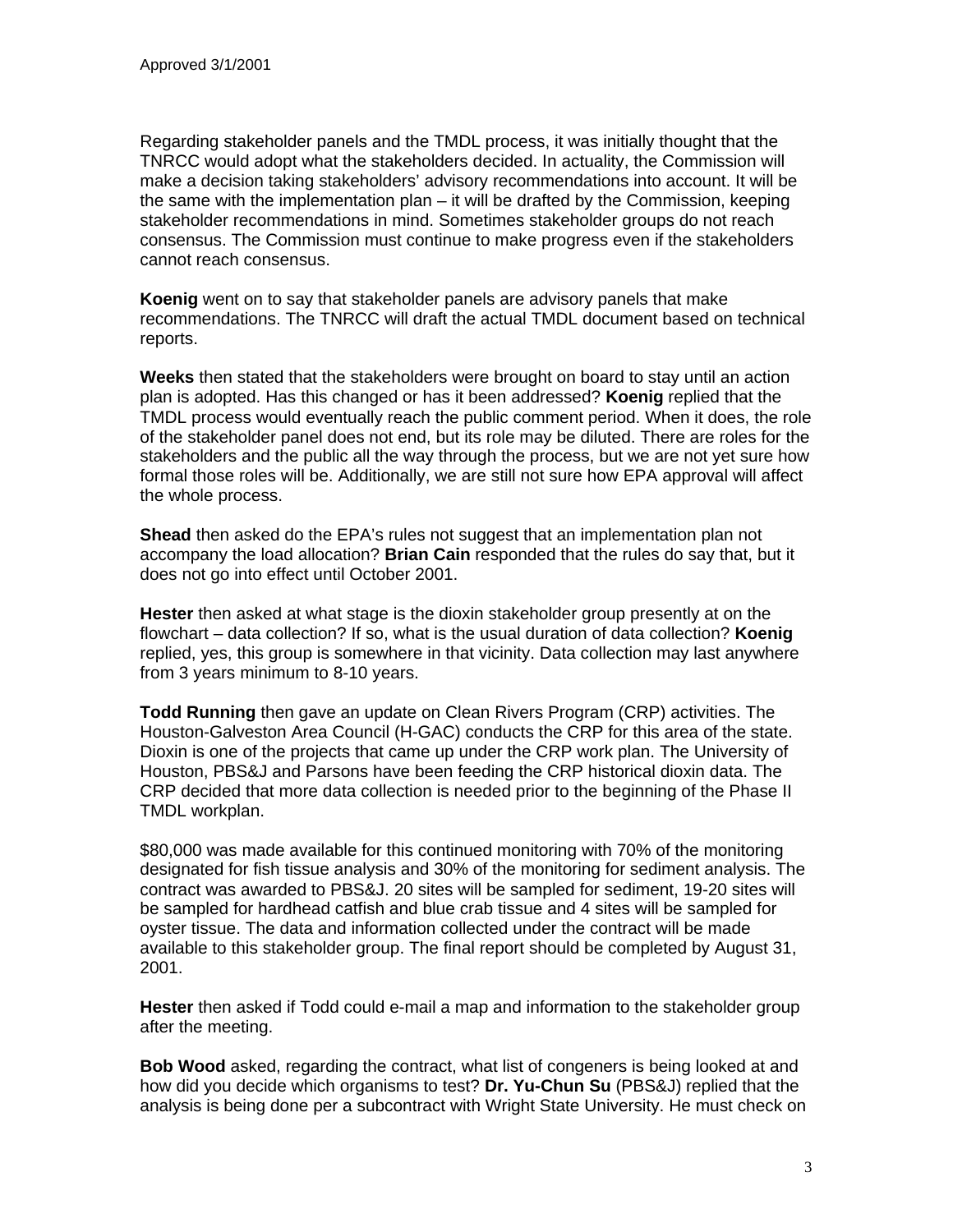Regarding stakeholder panels and the TMDL process, it was initially thought that the TNRCC would adopt what the stakeholders decided. In actuality, the Commission will make a decision taking stakeholders' advisory recommendations into account. It will be the same with the implementation plan – it will be drafted by the Commission, keeping stakeholder recommendations in mind. Sometimes stakeholder groups do not reach consensus. The Commission must continue to make progress even if the stakeholders cannot reach consensus.

**Koenig** went on to say that stakeholder panels are advisory panels that make recommendations. The TNRCC will draft the actual TMDL document based on technical reports.

**Weeks** then stated that the stakeholders were brought on board to stay until an action plan is adopted. Has this changed or has it been addressed? **Koenig** replied that the TMDL process would eventually reach the public comment period. When it does, the role of the stakeholder panel does not end, but its role may be diluted. There are roles for the stakeholders and the public all the way through the process, but we are not yet sure how formal those roles will be. Additionally, we are still not sure how EPA approval will affect the whole process.

**Shead** then asked do the EPA's rules not suggest that an implementation plan not accompany the load allocation? **Brian Cain** responded that the rules do say that, but it does not go into effect until October 2001.

**Hester** then asked at what stage is the dioxin stakeholder group presently at on the flowchart – data collection? If so, what is the usual duration of data collection? **Koenig** replied, yes, this group is somewhere in that vicinity. Data collection may last anywhere from 3 years minimum to 8-10 years.

**Todd Running** then gave an update on Clean Rivers Program (CRP) activities. The Houston-Galveston Area Council (H-GAC) conducts the CRP for this area of the state. Dioxin is one of the projects that came up under the CRP work plan. The University of Houston, PBS&J and Parsons have been feeding the CRP historical dioxin data. The CRP decided that more data collection is needed prior to the beginning of the Phase II TMDL workplan.

$80,000 was made available for this continued monitoring with 70% of the monitoring designated for fish tissue analysis and 30% of the monitoring for sediment analysis. The contract was awarded to PBS&J. 20 sites will be sampled for sediment, 19-20 sites will be sampled for hardhead catfish and blue crab tissue and 4 sites will be sampled for oyster tissue. The data and information collected under the contract will be made available to this stakeholder group. The final report should be completed by August 31, 2001.

**Hester** then asked if Todd could e-mail a map and information to the stakeholder group after the meeting.

**Bob Wood** asked, regarding the contract, what list of congeners is being looked at and how did you decide which organisms to test? **Dr. Yu-Chun Su** (PBS&J) replied that the analysis is being done per a subcontract with Wright State University. He must check on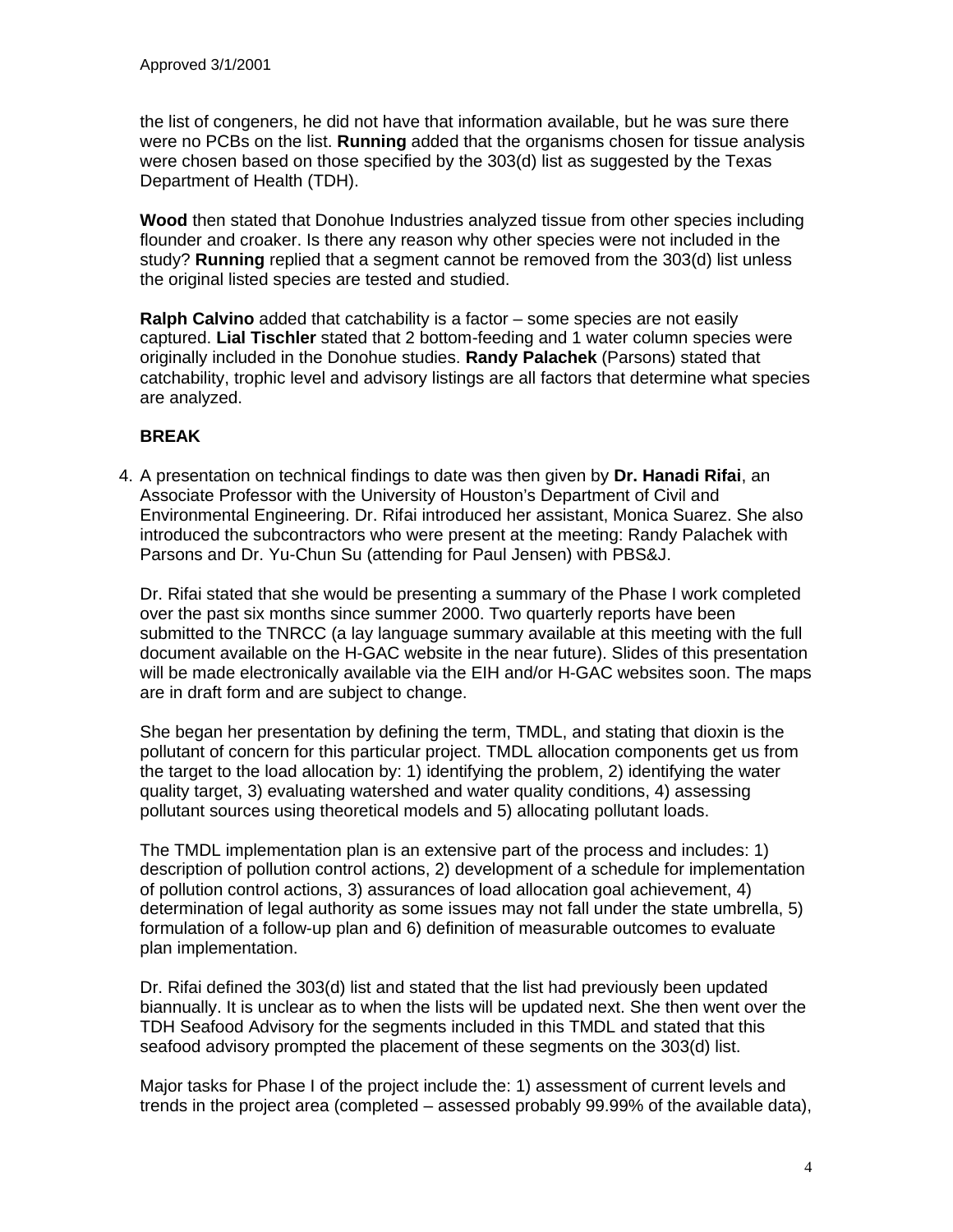the list of congeners, he did not have that information available, but he was sure there were no PCBs on the list. **Running** added that the organisms chosen for tissue analysis were chosen based on those specified by the 303(d) list as suggested by the Texas Department of Health (TDH).

**Wood** then stated that Donohue Industries analyzed tissue from other species including flounder and croaker. Is there any reason why other species were not included in the study? **Running** replied that a segment cannot be removed from the 303(d) list unless the original listed species are tested and studied.

**Ralph Calvino** added that catchability is a factor – some species are not easily captured. **Lial Tischler** stated that 2 bottom-feeding and 1 water column species were originally included in the Donohue studies. **Randy Palachek** (Parsons) stated that catchability, trophic level and advisory listings are all factors that determine what species are analyzed.

**BREAK**

4. A presentation on technical findings to date was then given by **Dr. Hanadi Rifai**, an Associate Professor with the University of Houston's Department of Civil and Environmental Engineering. Dr. Rifai introduced her assistant, Monica Suarez. She also introduced the subcontractors who were present at the meeting: Randy Palachek with Parsons and Dr. Yu-Chun Su (attending for Paul Jensen) with PBS&J.

   Dr. Rifai stated that she would be presenting a summary of the Phase I work completed over the past six months since summer 2000. Two quarterly reports have been submitted to the TNRCC (a lay language summary available at this meeting with the full document available on the H-GAC website in the near future). Slides of this presentation will be made electronically available via the EIH and/or H-GAC websites soon. The maps are in draft form and are subject to change.

   She began her presentation by defining the term, TMDL, and stating that dioxin is the pollutant of concern for this particular project. TMDL allocation components get us from the target to the load allocation by: 1) identifying the problem, 2) identifying the water quality target, 3) evaluating watershed and water quality conditions, 4) assessing pollutant sources using theoretical models and 5) allocating pollutant loads.

   The TMDL implementation plan is an extensive part of the process and includes: 1) description of pollution control actions, 2) development of a schedule for implementation of pollution control actions, 3) assurances of load allocation goal achievement, 4) determination of legal authority as some issues may not fall under the state umbrella, 5) formulation of a follow-up plan and 6) definition of measurable outcomes to evaluate plan implementation.

   Dr. Rifai defined the 303(d) list and stated that the list had previously been updated biannually. It is unclear as to when the lists will be updated next. She then went over the TDH Seafood Advisory for the segments included in this TMDL and stated that this seafood advisory prompted the placement of these segments on the 303(d) list.

   Major tasks for Phase I of the project include the: 1) assessment of current levels and trends in the project area (completed – assessed probably 99.99% of the available data),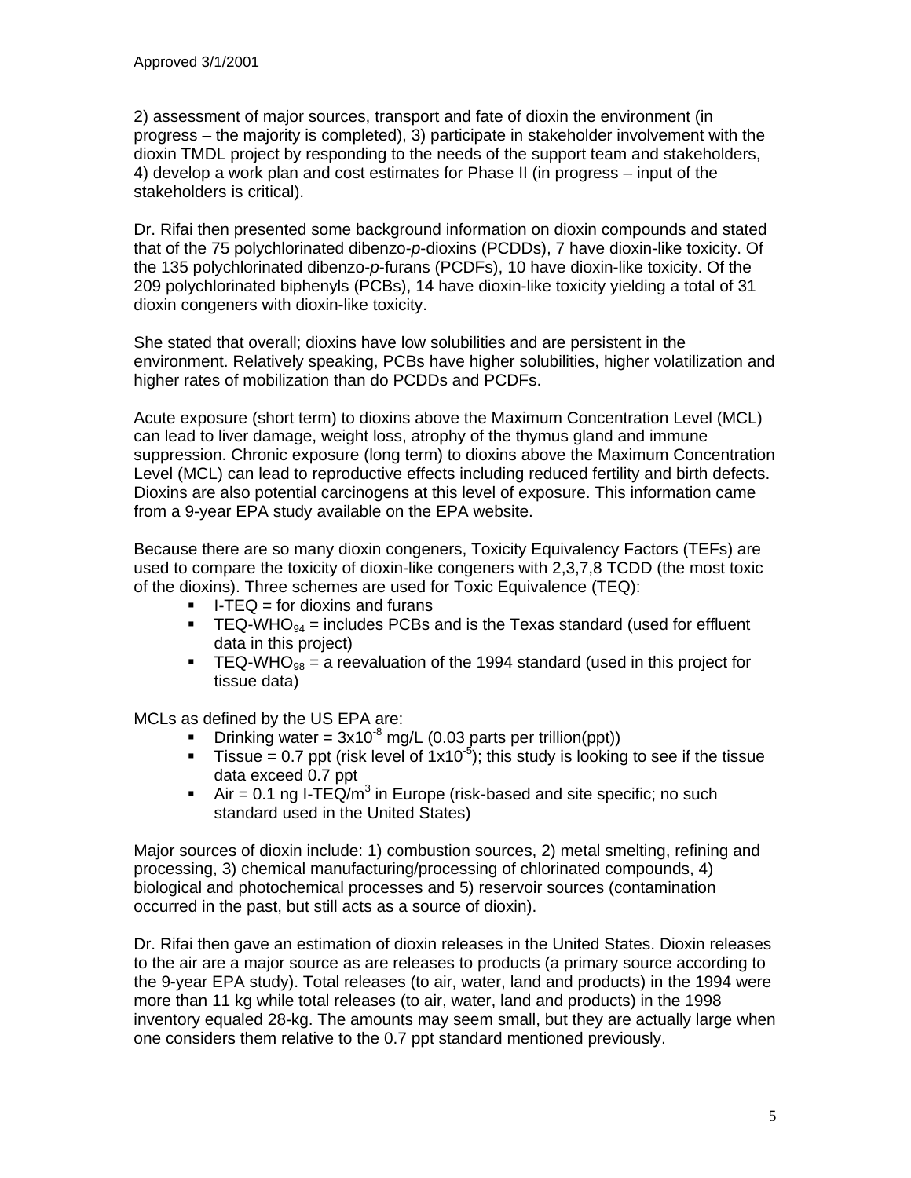2) assessment of major sources, transport and fate of dioxin the environment (in progress – the majority is completed), 3) participate in stakeholder involvement with the dioxin TMDL project by responding to the needs of the support team and stakeholders, 4) develop a work plan and cost estimates for Phase II (in progress – input of the stakeholders is critical).

Dr. Rifai then presented some background information on dioxin compounds and stated that of the 75 polychlorinated dibenzo-*p*-dioxins (PCDDs), 7 have dioxin-like toxicity. Of the 135 polychlorinated dibenzo-*p*-furans (PCDFs), 10 have dioxin-like toxicity. Of the 209 polychlorinated biphenyls (PCBs), 14 have dioxin-like toxicity yielding a total of 31 dioxin congeners with dioxin-like toxicity.

She stated that overall; dioxins have low solubilities and are persistent in the environment. Relatively speaking, PCBs have higher solubilities, higher volatilization and higher rates of mobilization than do PCDDs and PCDFs.

Acute exposure (short term) to dioxins above the Maximum Concentration Level (MCL) can lead to liver damage, weight loss, atrophy of the thymus gland and immune suppression. Chronic exposure (long term) to dioxins above the Maximum Concentration Level (MCL) can lead to reproductive effects including reduced fertility and birth defects. Dioxins are also potential carcinogens at this level of exposure. This information came from a 9-year EPA study available on the EPA website.

Because there are so many dioxin congeners, Toxicity Equivalency Factors (TEFs) are used to compare the toxicity of dioxin-like congeners with 2,3,7,8 TCDD (the most toxic of the dioxins). Three schemes are used for Toxic Equivalence (TEQ):

- I-TEQ = for dioxins and furans
- TEQ-$WHO_{94}$ = includes PCBs and is the Texas standard (used for effluent data in this project)
- TEQ-$WHO_{98}$ = a reevaluation of the 1994 standard (used in this project for tissue data)

MCLs as defined by the US EPA are:

- Drinking water = $3x10^{-8}$ mg/L (0.03 parts per trillion(ppt))
- Tissue = 0.7 ppt (risk level of $1x10^{-5}$); this study is looking to see if the tissue data exceed 0.7 ppt
- Air = 0.1 ng I-TEQ/$m^3$ in Europe (risk-based and site specific; no such standard used in the United States)

Major sources of dioxin include: 1) combustion sources, 2) metal smelting, refining and processing, 3) chemical manufacturing/processing of chlorinated compounds, 4) biological and photochemical processes and 5) reservoir sources (contamination occurred in the past, but still acts as a source of dioxin).

Dr. Rifai then gave an estimation of dioxin releases in the United States. Dioxin releases to the air are a major source as are releases to products (a primary source according to the 9-year EPA study). Total releases (to air, water, land and products) in the 1994 were more than 11 kg while total releases (to air, water, land and products) in the 1998 inventory equaled 28-kg. The amounts may seem small, but they are actually large when one considers them relative to the 0.7 ppt standard mentioned previously.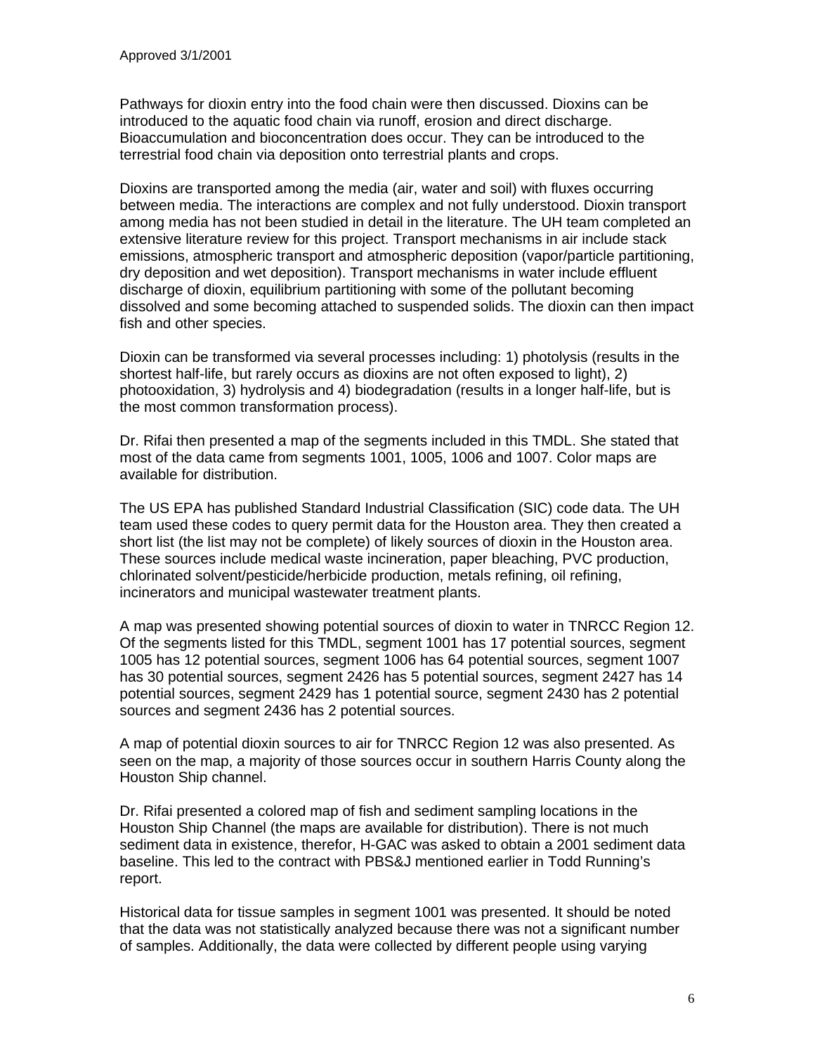Pathways for dioxin entry into the food chain were then discussed. Dioxins can be introduced to the aquatic food chain via runoff, erosion and direct discharge. Bioaccumulation and bioconcentration does occur. They can be introduced to the terrestrial food chain via deposition onto terrestrial plants and crops.

Dioxins are transported among the media (air, water and soil) with fluxes occurring between media. The interactions are complex and not fully understood. Dioxin transport among media has not been studied in detail in the literature. The UH team completed an extensive literature review for this project. Transport mechanisms in air include stack emissions, atmospheric transport and atmospheric deposition (vapor/particle partitioning, dry deposition and wet deposition). Transport mechanisms in water include effluent discharge of dioxin, equilibrium partitioning with some of the pollutant becoming dissolved and some becoming attached to suspended solids. The dioxin can then impact fish and other species.

Dioxin can be transformed via several processes including: 1) photolysis (results in the shortest half-life, but rarely occurs as dioxins are not often exposed to light), 2) photooxidation, 3) hydrolysis and 4) biodegradation (results in a longer half-life, but is the most common transformation process).

Dr. Rifai then presented a map of the segments included in this TMDL. She stated that most of the data came from segments 1001, 1005, 1006 and 1007. Color maps are available for distribution.

The US EPA has published Standard Industrial Classification (SIC) code data. The UH team used these codes to query permit data for the Houston area. They then created a short list (the list may not be complete) of likely sources of dioxin in the Houston area. These sources include medical waste incineration, paper bleaching, PVC production, chlorinated solvent/pesticide/herbicide production, metals refining, oil refining, incinerators and municipal wastewater treatment plants.

A map was presented showing potential sources of dioxin to water in TNRCC Region 12. Of the segments listed for this TMDL, segment 1001 has 17 potential sources, segment 1005 has 12 potential sources, segment 1006 has 64 potential sources, segment 1007 has 30 potential sources, segment 2426 has 5 potential sources, segment 2427 has 14 potential sources, segment 2429 has 1 potential source, segment 2430 has 2 potential sources and segment 2436 has 2 potential sources.

A map of potential dioxin sources to air for TNRCC Region 12 was also presented. As seen on the map, a majority of those sources occur in southern Harris County along the Houston Ship channel.

Dr. Rifai presented a colored map of fish and sediment sampling locations in the Houston Ship Channel (the maps are available for distribution). There is not much sediment data in existence, therefor, H-GAC was asked to obtain a 2001 sediment data baseline. This led to the contract with PBS&J mentioned earlier in Todd Running's report.

Historical data for tissue samples in segment 1001 was presented. It should be noted that the data was not statistically analyzed because there was not a significant number of samples. Additionally, the data were collected by different people using varying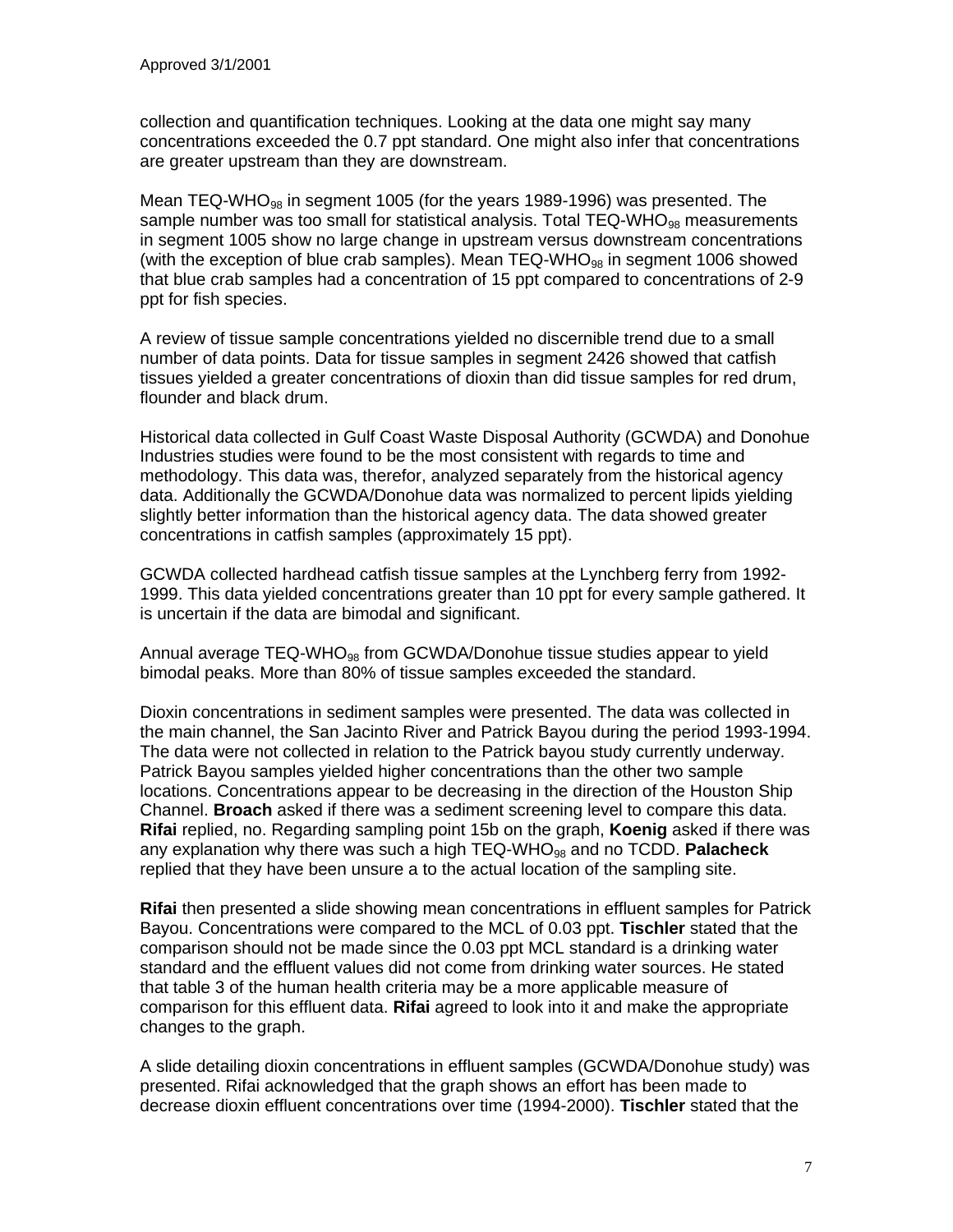collection and quantification techniques. Looking at the data one might say many concentrations exceeded the 0.7 ppt standard. One might also infer that concentrations are greater upstream than they are downstream.

Mean TEQ-$WHO_{98}$ in segment 1005 (for the years 1989-1996) was presented. The sample number was too small for statistical analysis. Total TEQ-$WHO_{98}$ measurements in segment 1005 show no large change in upstream versus downstream concentrations (with the exception of blue crab samples). Mean TEQ-$WHO_{98}$ in segment 1006 showed that blue crab samples had a concentration of 15 ppt compared to concentrations of 2-9 ppt for fish species.

A review of tissue sample concentrations yielded no discernible trend due to a small number of data points. Data for tissue samples in segment 2426 showed that catfish tissues yielded a greater concentrations of dioxin than did tissue samples for red drum, flounder and black drum.

Historical data collected in Gulf Coast Waste Disposal Authority (GCWDA) and Donohue Industries studies were found to be the most consistent with regards to time and methodology. This data was, therefor, analyzed separately from the historical agency data. Additionally the GCWDA/Donohue data was normalized to percent lipids yielding slightly better information than the historical agency data. The data showed greater concentrations in catfish samples (approximately 15 ppt).

GCWDA collected hardhead catfish tissue samples at the Lynchberg ferry from 1992-1999. This data yielded concentrations greater than 10 ppt for every sample gathered. It is uncertain if the data are bimodal and significant.

Annual average TEQ-$WHO_{98}$ from GCWDA/Donohue tissue studies appear to yield bimodal peaks. More than 80% of tissue samples exceeded the standard.

Dioxin concentrations in sediment samples were presented. The data was collected in the main channel, the San Jacinto River and Patrick Bayou during the period 1993-1994. The data were not collected in relation to the Patrick bayou study currently underway. Patrick Bayou samples yielded higher concentrations than the other two sample locations. Concentrations appear to be decreasing in the direction of the Houston Ship Channel. **Broach** asked if there was a sediment screening level to compare this data. **Rifai** replied, no. Regarding sampling point 15b on the graph, **Koenig** asked if there was any explanation why there was such a high TEQ-$WHO_{98}$ and no TCDD. **Palacheck** replied that they have been unsure a to the actual location of the sampling site.

**Rifai** then presented a slide showing mean concentrations in effluent samples for Patrick Bayou. Concentrations were compared to the MCL of 0.03 ppt. **Tischler** stated that the comparison should not be made since the 0.03 ppt MCL standard is a drinking water standard and the effluent values did not come from drinking water sources. He stated that table 3 of the human health criteria may be a more applicable measure of comparison for this effluent data. **Rifai** agreed to look into it and make the appropriate changes to the graph.

A slide detailing dioxin concentrations in effluent samples (GCWDA/Donohue study) was presented. Rifai acknowledged that the graph shows an effort has been made to decrease dioxin effluent concentrations over time (1994-2000). **Tischler** stated that the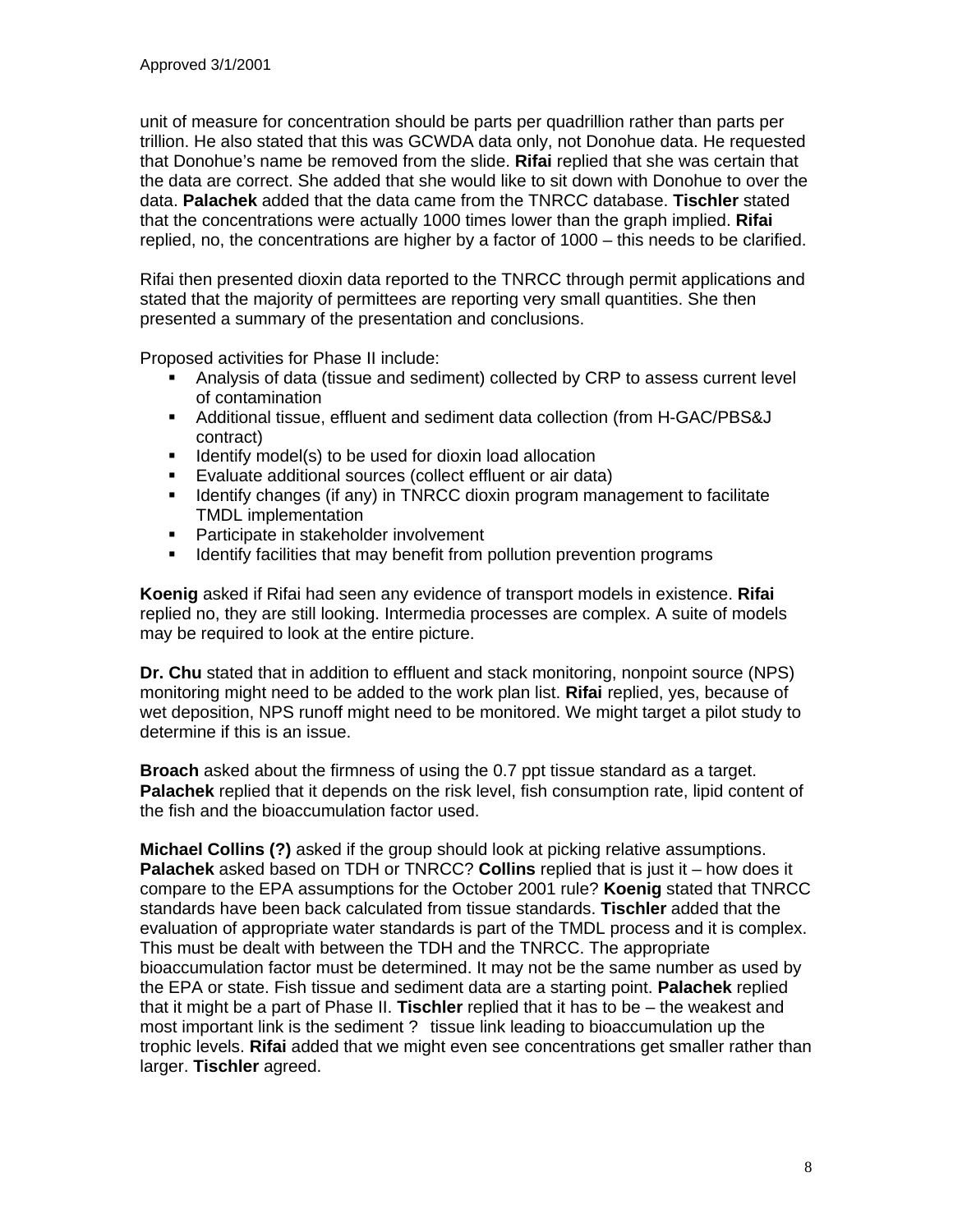unit of measure for concentration should be parts per quadrillion rather than parts per trillion. He also stated that this was GCWDA data only, not Donohue data. He requested that Donohue's name be removed from the slide. **Rifai** replied that she was certain that the data are correct. She added that she would like to sit down with Donohue to over the data. **Palachek** added that the data came from the TNRCC database. **Tischler** stated that the concentrations were actually 1000 times lower than the graph implied. **Rifai** replied, no, the concentrations are higher by a factor of 1000 – this needs to be clarified.

Rifai then presented dioxin data reported to the TNRCC through permit applications and stated that the majority of permittees are reporting very small quantities. She then presented a summary of the presentation and conclusions.

Proposed activities for Phase II include:

- Analysis of data (tissue and sediment) collected by CRP to assess current level of contamination
- Additional tissue, effluent and sediment data collection (from H-GAC/PBS&J contract)
- Identify model(s) to be used for dioxin load allocation
- Evaluate additional sources (collect effluent or air data)
- Identify changes (if any) in TNRCC dioxin program management to facilitate TMDL implementation
- Participate in stakeholder involvement
- Identify facilities that may benefit from pollution prevention programs

**Koenig** asked if Rifai had seen any evidence of transport models in existence. **Rifai** replied no, they are still looking. Intermedia processes are complex. A suite of models may be required to look at the entire picture.

**Dr. Chu** stated that in addition to effluent and stack monitoring, nonpoint source (NPS) monitoring might need to be added to the work plan list. **Rifai** replied, yes, because of wet deposition, NPS runoff might need to be monitored. We might target a pilot study to determine if this is an issue.

**Broach** asked about the firmness of using the 0.7 ppt tissue standard as a target. **Palachek** replied that it depends on the risk level, fish consumption rate, lipid content of the fish and the bioaccumulation factor used.

**Michael Collins (?)** asked if the group should look at picking relative assumptions. **Palachek** asked based on TDH or TNRCC? **Collins** replied that is just it – how does it compare to the EPA assumptions for the October 2001 rule? **Koenig** stated that TNRCC standards have been back calculated from tissue standards. **Tischler** added that the evaluation of appropriate water standards is part of the TMDL process and it is complex. This must be dealt with between the TDH and the TNRCC. The appropriate bioaccumulation factor must be determined. It may not be the same number as used by the EPA or state. Fish tissue and sediment data are a starting point. **Palachek** replied that it might be a part of Phase II. **Tischler** replied that it has to be – the weakest and most important link is the sediment ? tissue link leading to bioaccumulation up the trophic levels. **Rifai** added that we might even see concentrations get smaller rather than larger. **Tischler** agreed.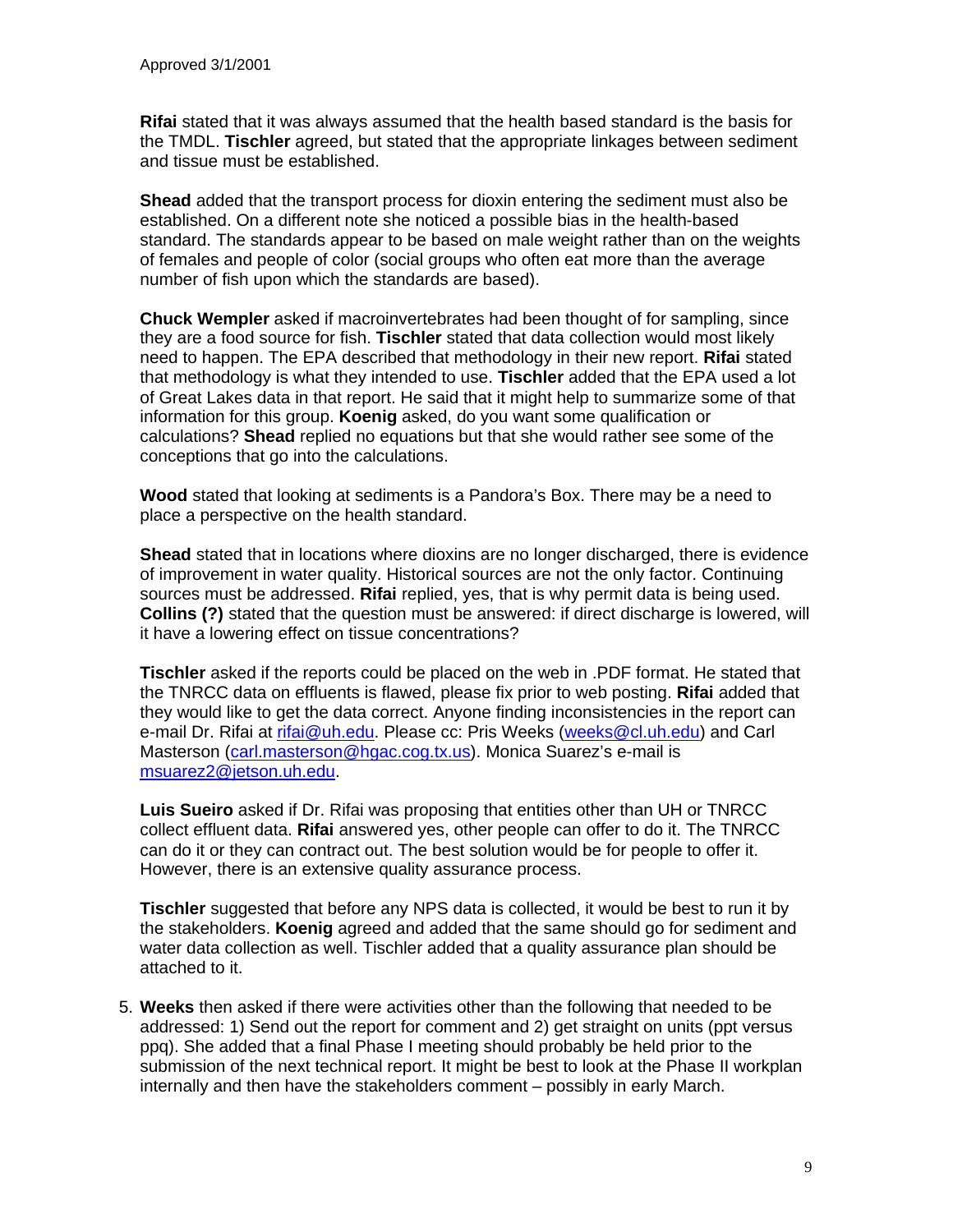Approved 3/1/2001

**Rifai** stated that it was always assumed that the health based standard is the basis for the TMDL. **Tischler** agreed, but stated that the appropriate linkages between sediment and tissue must be established.

**Shead** added that the transport process for dioxin entering the sediment must also be established. On a different note she noticed a possible bias in the health-based standard. The standards appear to be based on male weight rather than on the weights of females and people of color (social groups who often eat more than the average number of fish upon which the standards are based).

**Chuck Wempler** asked if macroinvertebrates had been thought of for sampling, since they are a food source for fish. **Tischler** stated that data collection would most likely need to happen. The EPA described that methodology in their new report. **Rifai** stated that methodology is what they intended to use. **Tischler** added that the EPA used a lot of Great Lakes data in that report. He said that it might help to summarize some of that information for this group. **Koenig** asked, do you want some qualification or calculations? **Shead** replied no equations but that she would rather see some of the conceptions that go into the calculations.

**Wood** stated that looking at sediments is a Pandora's Box. There may be a need to place a perspective on the health standard.

**Shead** stated that in locations where dioxins are no longer discharged, there is evidence of improvement in water quality. Historical sources are not the only factor. Continuing sources must be addressed. **Rifai** replied, yes, that is why permit data is being used. **Collins (?)** stated that the question must be answered: if direct discharge is lowered, will it have a lowering effect on tissue concentrations?

**Tischler** asked if the reports could be placed on the web in .PDF format. He stated that the TNRCC data on effluents is flawed, please fix prior to web posting. **Rifai** added that they would like to get the data correct. Anyone finding inconsistencies in the report can e-mail Dr. Rifai at rifai@uh.edu. Please cc: Pris Weeks (weeks@cl.uh.edu) and Carl Masterson (carl.masterson@hgac.cog.tx.us). Monica Suarez's e-mail is msuarez2@jetson.uh.edu.

**Luis Sueiro** asked if Dr. Rifai was proposing that entities other than UH or TNRCC collect effluent data. **Rifai** answered yes, other people can offer to do it. The TNRCC can do it or they can contract out. The best solution would be for people to offer it. However, there is an extensive quality assurance process.

**Tischler** suggested that before any NPS data is collected, it would be best to run it by the stakeholders. **Koenig** agreed and added that the same should go for sediment and water data collection as well. Tischler added that a quality assurance plan should be attached to it.

5. **Weeks** then asked if there were activities other than the following that needed to be addressed: 1) Send out the report for comment and 2) get straight on units (ppt versus ppq). She added that a final Phase I meeting should probably be held prior to the submission of the next technical report. It might be best to look at the Phase II workplan internally and then have the stakeholders comment – possibly in early March.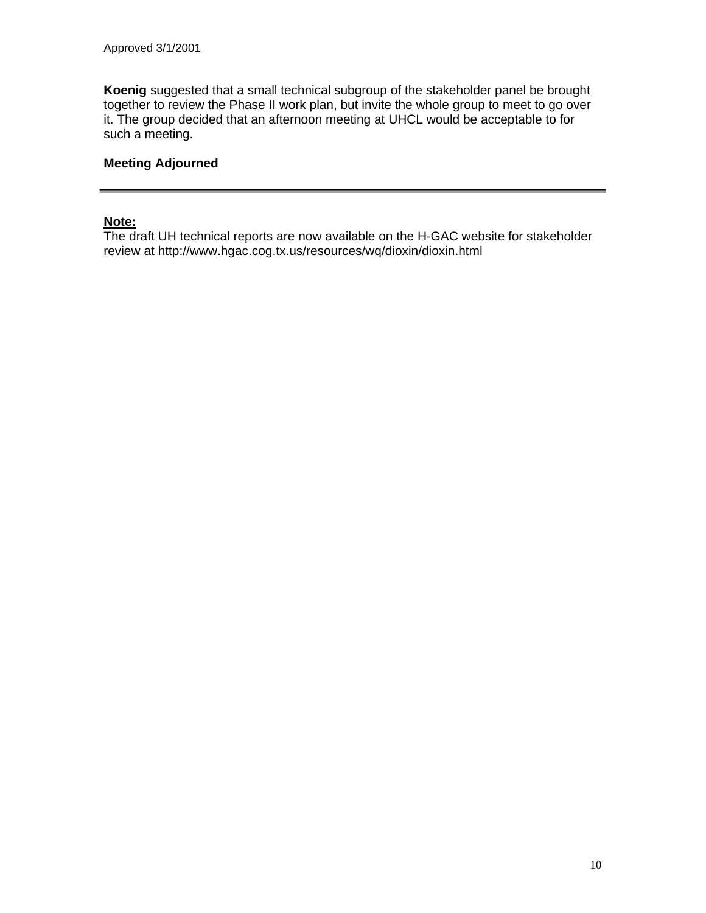Approved 3/1/2001

**Koenig** suggested that a small technical subgroup of the stakeholder panel be brought together to review the Phase II work plan, but invite the whole group to meet to go over it. The group decided that an afternoon meeting at UHCL would be acceptable to for such a meeting.

**Meeting Adjourned**

---

**Note:**
The draft UH technical reports are now available on the H-GAC website for stakeholder review at http://www.hgac.cog.tx.us/resources/wq/dioxin/dioxin.html